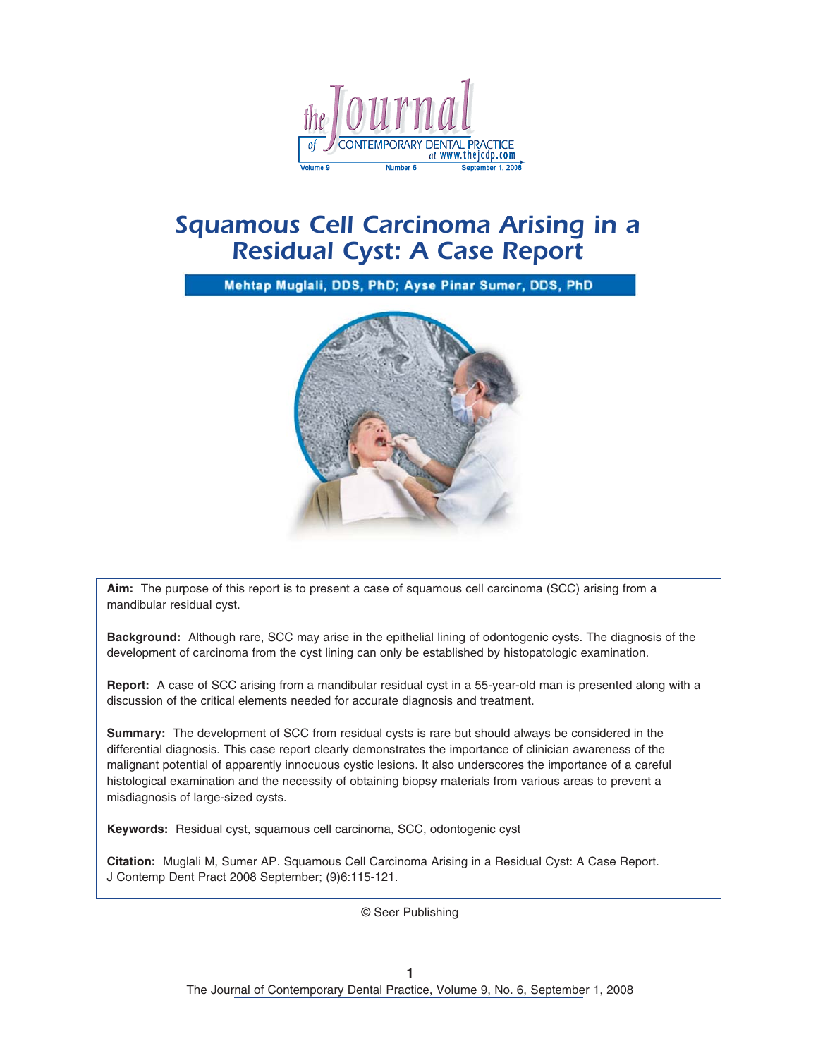# Squamous Cell Carcinoma Arising in a Residual Cyst: A Case Report

**Mehtap Muglali, DDS, PhD; Ayse Pinar Sumer, DDS, PhD**

**Aim:** The purpose of this report is to present a case of squamous cell carcinoma (SCC) arising from a mandibular residual cyst.

**Background:** Although rare, SCC may arise in the epithelial lining of odontogenic cysts. The diagnosis of the development of carcinoma from the cyst lining can only be established by histopatologic examination.

**Report:** A case of SCC arising from a mandibular residual cyst in a 55-year-old man is presented along with a discussion of the critical elements needed for accurate diagnosis and treatment.

**Summary:** The development of SCC from residual cysts is rare but should always be considered in the differential diagnosis. This case report clearly demonstrates the importance of clinician awareness of the malignant potential of apparently innocuous cystic lesions. It also underscores the importance of a careful histological examination and the necessity of obtaining biopsy materials from various areas to prevent a misdiagnosis of large-sized cysts.

**Keywords:** Residual cyst, squamous cell carcinoma, SCC, odontogenic cyst

**Citation:** Muglali M, Sumer AP. Squamous Cell Carcinoma Arising in a Residual Cyst: A Case Report. J Contemp Dent Pract 2008 September; (9)6:115-121.

© Seer Publishing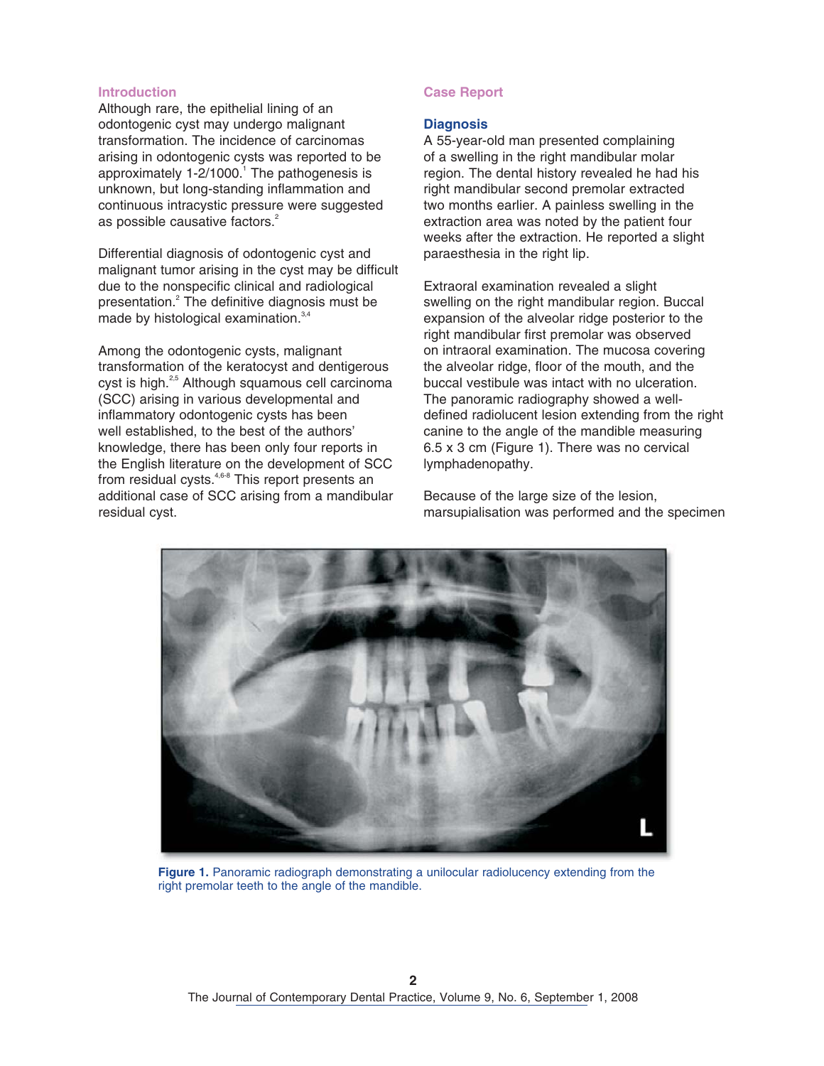## Introduction

Although rare, the epithelial lining of an odontogenic cyst may undergo malignant transformation. The incidence of carcinomas arising in odontogenic cysts was reported to be approximately 1-2/1000.[1] The pathogenesis is unknown, but long-standing inflammation and continuous intracystic pressure were suggested as possible causative factors.[2]

Differential diagnosis of odontogenic cyst and malignant tumor arising in the cyst may be difficult due to the nonspecific clinical and radiological presentation.[2] The definitive diagnosis must be made by histological examination.[3,4]

Among the odontogenic cysts, malignant transformation of the keratocyst and dentigerous cyst is high.[2,5] Although squamous cell carcinoma (SCC) arising in various developmental and inflammatory odontogenic cysts has been well established, to the best of the authors' knowledge, there has been only four reports in the English literature on the development of SCC from residual cysts.[4,6-8] This report presents an additional case of SCC arising from a mandibular residual cyst.

## Case Report

### Diagnosis

A 55-year-old man presented complaining of a swelling in the right mandibular molar region. The dental history revealed he had his right mandibular second premolar extracted two months earlier. A painless swelling in the extraction area was noted by the patient four weeks after the extraction. He reported a slight paraesthesia in the right lip.

Extraoral examination revealed a slight swelling on the right mandibular region. Buccal expansion of the alveolar ridge posterior to the right mandibular first premolar was observed on intraoral examination. The mucosa covering the alveolar ridge, floor of the mouth, and the buccal vestibule was intact with no ulceration. The panoramic radiography showed a well-defined radiolucent lesion extending from the right canine to the angle of the mandible measuring 6.5 x 3 cm (Figure 1). There was no cervical lymphadenopathy.

Because of the large size of the lesion, marsupialisation was performed and the specimen

**Figure 1.** Panoramic radiograph demonstrating a unilocular radiolucency extending from the right premolar teeth to the angle of the mandible.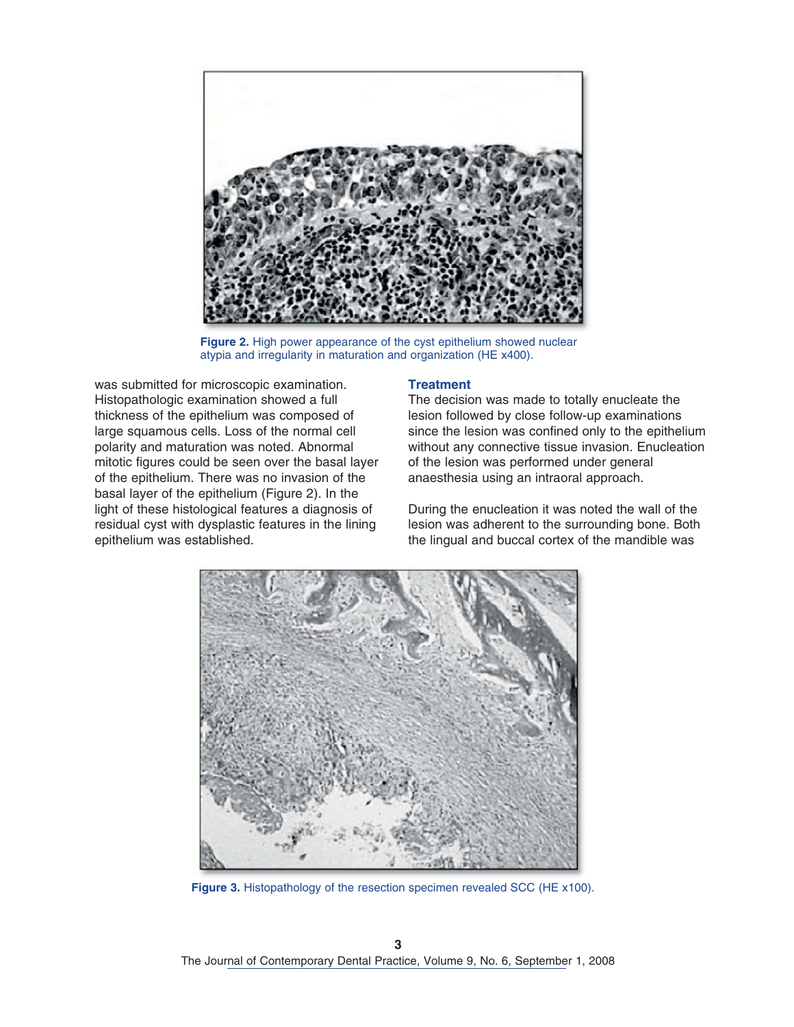Figure 2. High power appearance of the cyst epithelium showed nuclear atypia and irregularity in maturation and organization (HE x400).

was submitted for microscopic examination. Histopathologic examination showed a full thickness of the epithelium was composed of large squamous cells. Loss of the normal cell polarity and maturation was noted. Abnormal mitotic figures could be seen over the basal layer of the epithelium. There was no invasion of the basal layer of the epithelium (Figure 2). In the light of these histological features a diagnosis of residual cyst with dysplastic features in the lining epithelium was established.

## Treatment

The decision was made to totally enucleate the lesion followed by close follow-up examinations since the lesion was confined only to the epithelium without any connective tissue invasion. Enucleation of the lesion was performed under general anaesthesia using an intraoral approach.

During the enucleation it was noted the wall of the lesion was adherent to the surrounding bone. Both the lingual and buccal cortex of the mandible was

Figure 3. Histopathology of the resection specimen revealed SCC (HE x100).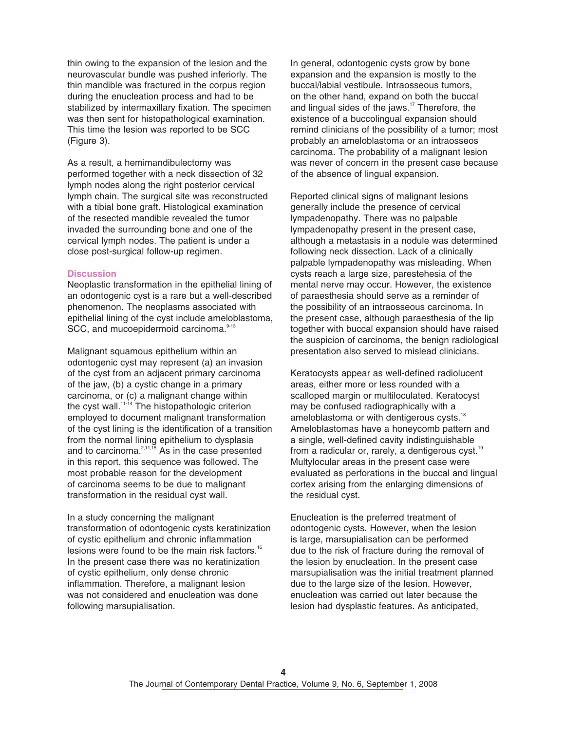thin owing to the expansion of the lesion and the neurovascular bundle was pushed inferiorly. The thin mandible was fractured in the corpus region during the enucleation process and had to be stabilized by intermaxillary fixation. The specimen was then sent for histopathological examination. This time the lesion was reported to be SCC (Figure 3).

As a result, a hemimandibulectomy was performed together with a neck dissection of 32 lymph nodes along the right posterior cervical lymph chain. The surgical site was reconstructed with a tibial bone graft. Histological examination of the resected mandible revealed the tumor invaded the surrounding bone and one of the cervical lymph nodes. The patient is under a close post-surgical follow-up regimen.

## Discussion

Neoplastic transformation in the epithelial lining of an odontogenic cyst is a rare but a well-described phenomenon. The neoplasms associated with epithelial lining of the cyst include ameloblastoma, SCC, and mucoepidermoid carcinoma.[9-13]

Malignant squamous epithelium within an odontogenic cyst may represent (a) an invasion of the cyst from an adjacent primary carcinoma of the jaw, (b) a cystic change in a primary carcinoma, or (c) a malignant change within the cyst wall.[11-14] The histopathologic criterion employed to document malignant transformation of the cyst lining is the identification of a transition from the normal lining epithelium to dysplasia and to carcinoma.[2,11,15] As in the case presented in this report, this sequence was followed. The most probable reason for the development of carcinoma seems to be due to malignant transformation in the residual cyst wall.

In a study concerning the malignant transformation of odontogenic cysts keratinization of cystic epithelium and chronic inflammation lesions were found to be the main risk factors.[16] In the present case there was no keratinization of cystic epithelium, only dense chronic inflammation. Therefore, a malignant lesion was not considered and enucleation was done following marsupialisation.

In general, odontogenic cysts grow by bone expansion and the expansion is mostly to the buccal/labial vestibule. Intraosseous tumors, on the other hand, expand on both the buccal and lingual sides of the jaws.[17] Therefore, the existence of a buccolingual expansion should remind clinicians of the possibility of a tumor; most probably an ameloblastoma or an intraosseos carcinoma. The probability of a malignant lesion was never of concern in the present case because of the absence of lingual expansion.

Reported clinical signs of malignant lesions generally include the presence of cervical lympadenopathy. There was no palpable lympadenopathy present in the present case, although a metastasis in a nodule was determined following neck dissection. Lack of a clinically palpable lympadenopathy was misleading. When cysts reach a large size, parestehesia of the mental nerve may occur. However, the existence of paraesthesia should serve as a reminder of the possibility of an intraosseous carcinoma. In the present case, although paraesthesia of the lip together with buccal expansion should have raised the suspicion of carcinoma, the benign radiological presentation also served to mislead clinicians.

Keratocysts appear as well-defined radiolucent areas, either more or less rounded with a scalloped margin or multiloculated. Keratocyst may be confused radiographically with a ameloblastoma or with dentigerous cysts.[18] Ameloblastomas have a honeycomb pattern and a single, well-defined cavity indistinguishable from a radicular or, rarely, a dentigerous cyst.[19] Multylocular areas in the present case were evaluated as perforations in the buccal and lingual cortex arising from the enlarging dimensions of the residual cyst.

Enucleation is the preferred treatment of odontogenic cysts. However, when the lesion is large, marsupialisation can be performed due to the risk of fracture during the removal of the lesion by enucleation. In the present case marsupialisation was the initial treatment planned due to the large size of the lesion. However, enucleation was carried out later because the lesion had dysplastic features. As anticipated,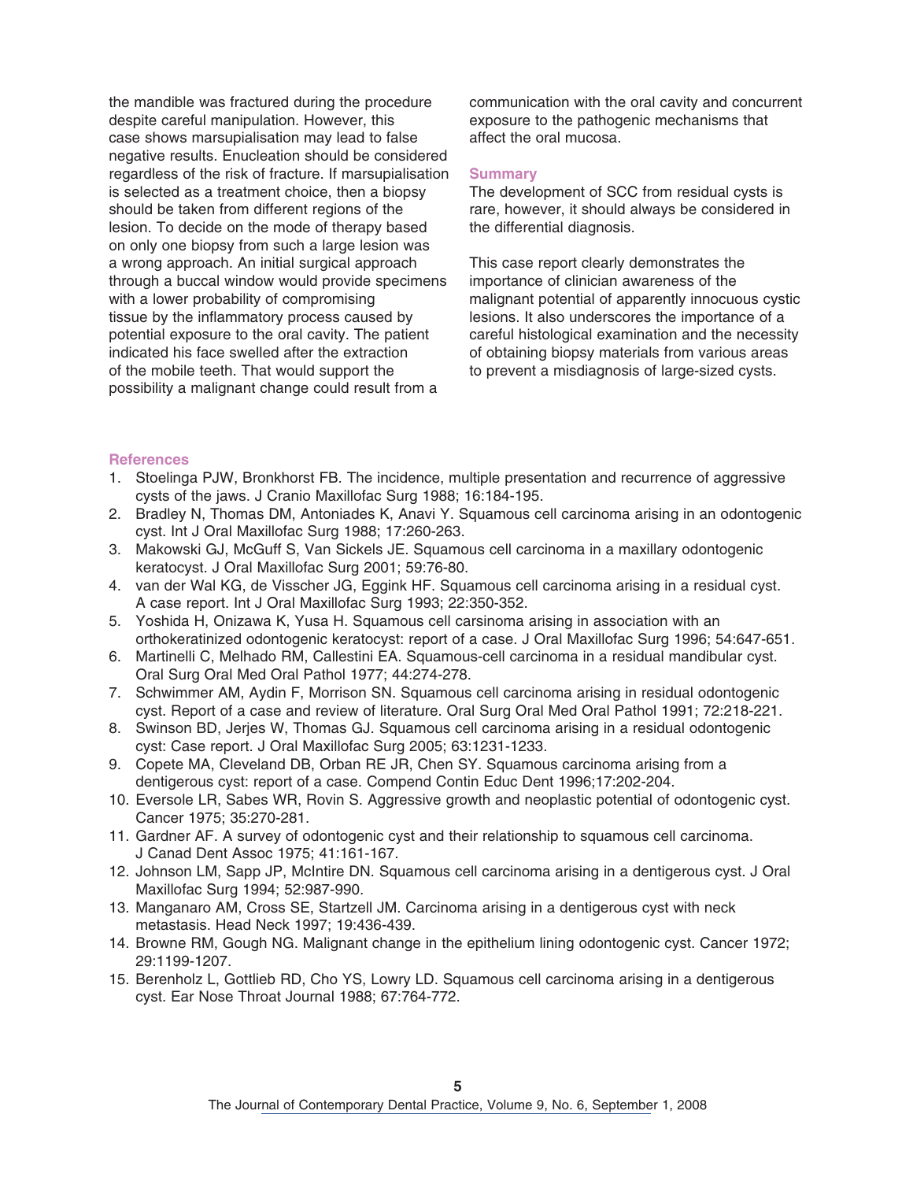the mandible was fractured during the procedure despite careful manipulation. However, this case shows marsupialisation may lead to false negative results. Enucleation should be considered regardless of the risk of fracture. If marsupialisation is selected as a treatment choice, then a biopsy should be taken from different regions of the lesion. To decide on the mode of therapy based on only one biopsy from such a large lesion was a wrong approach. An initial surgical approach through a buccal window would provide specimens with a lower probability of compromising tissue by the inflammatory process caused by potential exposure to the oral cavity. The patient indicated his face swelled after the extraction of the mobile teeth. That would support the possibility a malignant change could result from a communication with the oral cavity and concurrent exposure to the pathogenic mechanisms that affect the oral mucosa.

## Summary

The development of SCC from residual cysts is rare, however, it should always be considered in the differential diagnosis.

This case report clearly demonstrates the importance of clinician awareness of the malignant potential of apparently innocuous cystic lesions. It also underscores the importance of a careful histological examination and the necessity of obtaining biopsy materials from various areas to prevent a misdiagnosis of large-sized cysts.

## References

1. Stoelinga PJW, Bronkhorst FB. The incidence, multiple presentation and recurrence of aggressive cysts of the jaws. J Cranio Maxillofac Surg 1988; 16:184-195.
2. Bradley N, Thomas DM, Antoniades K, Anavi Y. Squamous cell carcinoma arising in an odontogenic cyst. Int J Oral Maxillofac Surg 1988; 17:260-263.
3. Makowski GJ, McGuff S, Van Sickels JE. Squamous cell carcinoma in a maxillary odontogenic keratocyst. J Oral Maxillofac Surg 2001; 59:76-80.
4. van der Wal KG, de Visscher JG, Eggink HF. Squamous cell carcinoma arising in a residual cyst. A case report. Int J Oral Maxillofac Surg 1993; 22:350-352.
5. Yoshida H, Onizawa K, Yusa H. Squamous cell carsinoma arising in association with an orthokeratinized odontogenic keratocyst: report of a case. J Oral Maxillofac Surg 1996; 54:647-651.
6. Martinelli C, Melhado RM, Callestini EA. Squamous-cell carcinoma in a residual mandibular cyst. Oral Surg Oral Med Oral Pathol 1977; 44:274-278.
7. Schwimmer AM, Aydin F, Morrison SN. Squamous cell carcinoma arising in residual odontogenic cyst. Report of a case and review of literature. Oral Surg Oral Med Oral Pathol 1991; 72:218-221.
8. Swinson BD, Jerjes W, Thomas GJ. Squamous cell carcinoma arising in a residual odontogenic cyst: Case report. J Oral Maxillofac Surg 2005; 63:1231-1233.
9. Copete MA, Cleveland DB, Orban RE JR, Chen SY. Squamous carcinoma arising from a dentigerous cyst: report of a case. Compend Contin Educ Dent 1996;17:202-204.
10. Eversole LR, Sabes WR, Rovin S. Aggressive growth and neoplastic potential of odontogenic cyst. Cancer 1975; 35:270-281.
11. Gardner AF. A survey of odontogenic cyst and their relationship to squamous cell carcinoma. J Canad Dent Assoc 1975; 41:161-167.
12. Johnson LM, Sapp JP, McIntire DN. Squamous cell carcinoma arising in a dentigerous cyst. J Oral Maxillofac Surg 1994; 52:987-990.
13. Manganaro AM, Cross SE, Startzell JM. Carcinoma arising in a dentigerous cyst with neck metastasis. Head Neck 1997; 19:436-439.
14. Browne RM, Gough NG. Malignant change in the epithelium lining odontogenic cyst. Cancer 1972; 29:1199-1207.
15. Berenholz L, Gottlieb RD, Cho YS, Lowry LD. Squamous cell carcinoma arising in a dentigerous cyst. Ear Nose Throat Journal 1988; 67:764-772.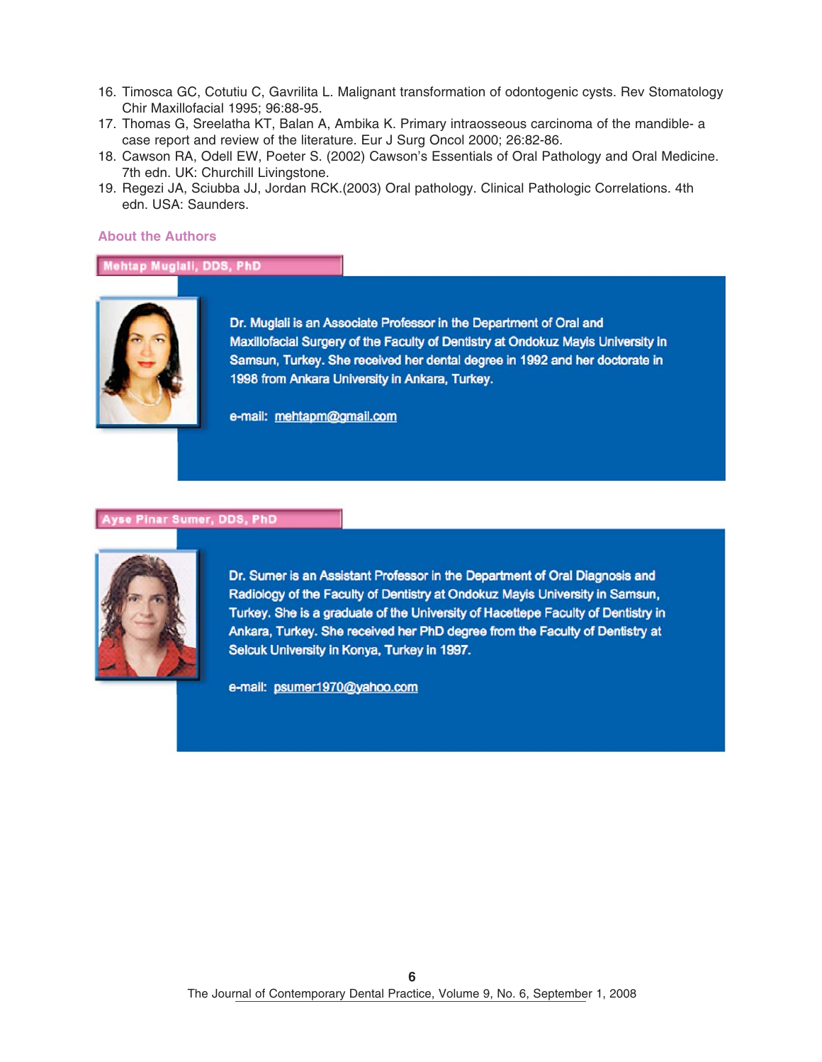16. Timosca GC, Cotutiu C, Gavrilita L. Malignant transformation of odontogenic cysts. Rev Stomatology Chir Maxillofacial 1995; 96:88-95.
17. Thomas G, Sreelatha KT, Balan A, Ambika K. Primary intraosseous carcinoma of the mandible- a case report and review of the literature. Eur J Surg Oncol 2000; 26:82-86.
18. Cawson RA, Odell EW, Poeter S. (2002) Cawson's Essentials of Oral Pathology and Oral Medicine. 7th edn. UK: Churchill Livingstone.
19. Regezi JA, Sciubba JJ, Jordan RCK.(2003) Oral pathology. Clinical Pathologic Correlations. 4th edn. USA: Saunders.

## About the Authors

### Mehtap Muglali, DDS, PhD

Dr. Muglali is an Associate Professor in the Department of Oral and Maxillofacial Surgery of the Faculty of Dentistry at Ondokuz Mayis University in Samsun, Turkey. She received her dental degree in 1992 and her doctorate in 1998 from Ankara University in Ankara, Turkey.

e-mail: mehtapm@gmail.com

### Ayse Pinar Sumer, DDS, PhD

Dr. Sumer is an Assistant Professor in the Department of Oral Diagnosis and Radiology of the Faculty of Dentistry at Ondokuz Mayis University in Samsun, Turkey. She is a graduate of the University of Hacettepe Faculty of Dentistry in Ankara, Turkey. She received her PhD degree from the Faculty of Dentistry at Selcuk University in Konya, Turkey in 1997.

e-mail: psumer1970@yahoo.com